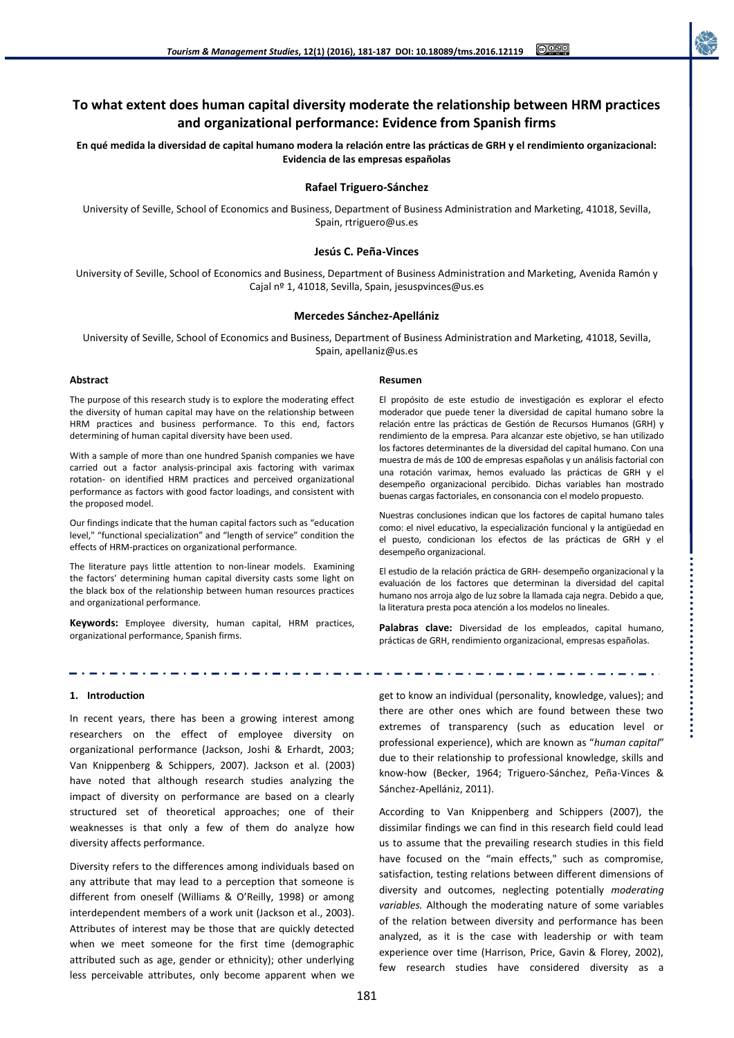# To what extent does human capital diversity moderate the relationship between HRM practices and organizational performance: Evidence from Spanish firms

**En qué medida la diversidad de capital humano modera la relación entre las prácticas de GRH y el rendimiento organizacional: Evidencia de las empresas españolas**

**Rafael Triguero-Sánchez**

University of Seville, School of Economics and Business, Department of Business Administration and Marketing, 41018, Sevilla, Spain, rtriguero@us.es

**Jesús C. Peña-Vinces**

University of Seville, School of Economics and Business, Department of Business Administration and Marketing, Avenida Ramón y Cajal nº 1, 41018, Sevilla, Spain, jesuspvinces@us.es

**Mercedes Sánchez-Apellániz**

University of Seville, School of Economics and Business, Department of Business Administration and Marketing, 41018, Sevilla, Spain, apellaniz@us.es

## Abstract

The purpose of this research study is to explore the moderating effect the diversity of human capital may have on the relationship between HRM practices and business performance. To this end, factors determining of human capital diversity have been used.

With a sample of more than one hundred Spanish companies we have carried out a factor analysis-principal axis factoring with varimax rotation- on identified HRM practices and perceived organizational performance as factors with good factor loadings, and consistent with the proposed model.

Our findings indicate that the human capital factors such as "education level," "functional specialization" and "length of service" condition the effects of HRM-practices on organizational performance.

The literature pays little attention to non-linear models. Examining the factors' determining human capital diversity casts some light on the black box of the relationship between human resources practices and organizational performance.

**Keywords:** Employee diversity, human capital, HRM practices, organizational performance, Spanish firms.

## Resumen

El propósito de este estudio de investigación es explorar el efecto moderador que puede tener la diversidad de capital humano sobre la relación entre las prácticas de Gestión de Recursos Humanos (GRH) y rendimiento de la empresa. Para alcanzar este objetivo, se han utilizado los factores determinantes de la diversidad del capital humano. Con una muestra de más de 100 de empresas españolas y un análisis factorial con una rotación varimax, hemos evaluado las prácticas de GRH y el desempeño organizacional percibido. Dichas variables han mostrado buenas cargas factoriales, en consonancia con el modelo propuesto.

Nuestras conclusiones indican que los factores de capital humano tales como: el nivel educativo, la especialización funcional y la antigüedad en el puesto, condicionan los efectos de las prácticas de GRH y el desempeño organizacional.

El estudio de la relación práctica de GRH- desempeño organizacional y la evaluación de los factores que determinan la diversidad del capital humano nos arroja algo de luz sobre la llamada caja negra. Debido a que, la literatura presta poca atención a los modelos no lineales.

**Palabras clave:** Diversidad de los empleados, capital humano, prácticas de GRH, rendimiento organizacional, empresas españolas.

## 1. Introduction

In recent years, there has been a growing interest among researchers on the effect of employee diversity on organizational performance (Jackson, Joshi & Erhardt, 2003; Van Knippenberg & Schippers, 2007). Jackson et al. (2003) have noted that although research studies analyzing the impact of diversity on performance are based on a clearly structured set of theoretical approaches; one of their weaknesses is that only a few of them do analyze how diversity affects performance.

Diversity refers to the differences among individuals based on any attribute that may lead to a perception that someone is different from oneself (Williams & O'Reilly, 1998) or among interdependent members of a work unit (Jackson et al., 2003). Attributes of interest may be those that are quickly detected when we meet someone for the first time (demographic attributed such as age, gender or ethnicity); other underlying less perceivable attributes, only become apparent when we get to know an individual (personality, knowledge, values); and there are other ones which are found between these two extremes of transparency (such as education level or professional experience), which are known as "*human capital*" due to their relationship to professional knowledge, skills and know-how (Becker, 1964; Triguero-Sánchez, Peña-Vinces & Sánchez-Apellániz, 2011).

According to Van Knippenberg and Schippers (2007), the dissimilar findings we can find in this research field could lead us to assume that the prevailing research studies in this field have focused on the "main effects," such as compromise, satisfaction, testing relations between different dimensions of diversity and outcomes, neglecting potentially *moderating variables.* Although the moderating nature of some variables of the relation between diversity and performance has been analyzed, as it is the case with leadership or with team experience over time (Harrison, Price, Gavin & Florey, 2002), few research studies have considered diversity as a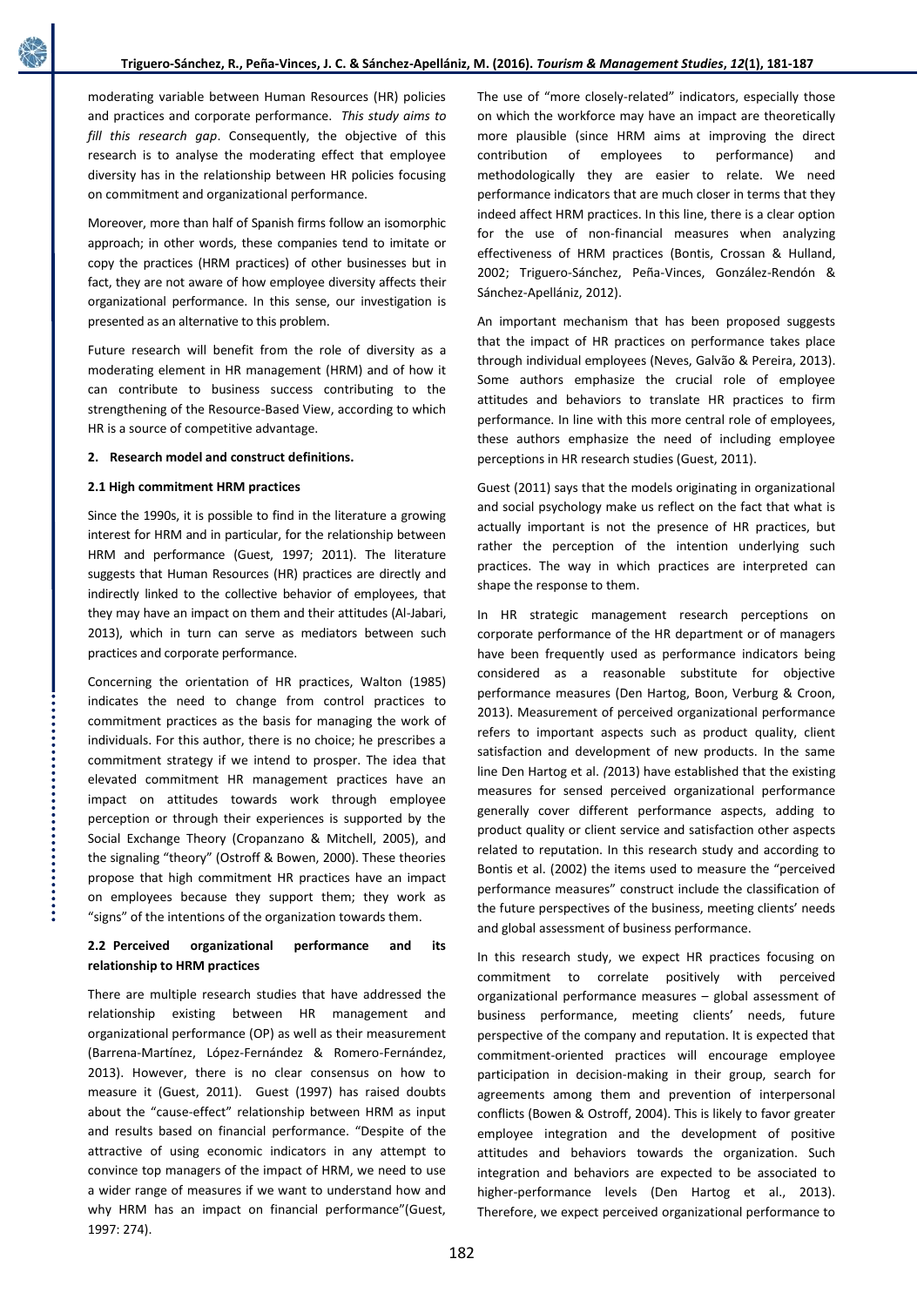moderating variable between Human Resources (HR) policies and practices and corporate performance. *This study aims to fill this research gap*. Consequently, the objective of this research is to analyse the moderating effect that employee diversity has in the relationship between HR policies focusing on commitment and organizational performance.

Moreover, more than half of Spanish firms follow an isomorphic approach; in other words, these companies tend to imitate or copy the practices (HRM practices) of other businesses but in fact, they are not aware of how employee diversity affects their organizational performance. In this sense, our investigation is presented as an alternative to this problem.

Future research will benefit from the role of diversity as a moderating element in HR management (HRM) and of how it can contribute to business success contributing to the strengthening of the Resource-Based View, according to which HR is a source of competitive advantage.

## 2. Research model and construct definitions.

### 2.1 High commitment HRM practices

Since the 1990s, it is possible to find in the literature a growing interest for HRM and in particular, for the relationship between HRM and performance (Guest, 1997; 2011). The literature suggests that Human Resources (HR) practices are directly and indirectly linked to the collective behavior of employees, that they may have an impact on them and their attitudes (Al-Jabari, 2013), which in turn can serve as mediators between such practices and corporate performance.

Concerning the orientation of HR practices, Walton (1985) indicates the need to change from control practices to commitment practices as the basis for managing the work of individuals. For this author, there is no choice; he prescribes a commitment strategy if we intend to prosper. The idea that elevated commitment HR management practices have an impact on attitudes towards work through employee perception or through their experiences is supported by the Social Exchange Theory (Cropanzano & Mitchell, 2005), and the signaling "theory" (Ostroff & Bowen, 2000). These theories propose that high commitment HR practices have an impact on employees because they support them; they work as "signs" of the intentions of the organization towards them.

### 2.2 Perceived organizational performance and its relationship to HRM practices

There are multiple research studies that have addressed the relationship existing between HR management and organizational performance (OP) as well as their measurement (Barrena-Martínez, López-Fernández & Romero-Fernández, 2013). However, there is no clear consensus on how to measure it (Guest, 2011). Guest (1997) has raised doubts about the "cause-effect" relationship between HRM as input and results based on financial performance. "Despite of the attractive of using economic indicators in any attempt to convince top managers of the impact of HRM, we need to use a wider range of measures if we want to understand how and why HRM has an impact on financial performance"(Guest, 1997: 274).

The use of "more closely-related" indicators, especially those on which the workforce may have an impact are theoretically more plausible (since HRM aims at improving the direct contribution of employees to performance) and methodologically they are easier to relate. We need performance indicators that are much closer in terms that they indeed affect HRM practices. In this line, there is a clear option for the use of non-financial measures when analyzing effectiveness of HRM practices (Bontis, Crossan & Hulland, 2002; Triguero-Sánchez, Peña-Vinces, González-Rendón & Sánchez-Apellániz, 2012).

An important mechanism that has been proposed suggests that the impact of HR practices on performance takes place through individual employees (Neves, Galvão & Pereira, 2013). Some authors emphasize the crucial role of employee attitudes and behaviors to translate HR practices to firm performance. In line with this more central role of employees, these authors emphasize the need of including employee perceptions in HR research studies (Guest, 2011).

Guest (2011) says that the models originating in organizational and social psychology make us reflect on the fact that what is actually important is not the presence of HR practices, but rather the perception of the intention underlying such practices. The way in which practices are interpreted can shape the response to them.

In HR strategic management research perceptions on corporate performance of the HR department or of managers have been frequently used as performance indicators being considered as a reasonable substitute for objective performance measures (Den Hartog, Boon, Verburg & Croon, 2013). Measurement of perceived organizational performance refers to important aspects such as product quality, client satisfaction and development of new products. In the same line Den Hartog et al. *(*2013) have established that the existing measures for sensed perceived organizational performance generally cover different performance aspects, adding to product quality or client service and satisfaction other aspects related to reputation. In this research study and according to Bontis et al. (2002) the items used to measure the "perceived performance measures" construct include the classification of the future perspectives of the business, meeting clients' needs and global assessment of business performance.

In this research study, we expect HR practices focusing on commitment to correlate positively with perceived organizational performance measures – global assessment of business performance, meeting clients' needs, future perspective of the company and reputation. It is expected that commitment-oriented practices will encourage employee participation in decision-making in their group, search for agreements among them and prevention of interpersonal conflicts (Bowen & Ostroff, 2004). This is likely to favor greater employee integration and the development of positive attitudes and behaviors towards the organization. Such integration and behaviors are expected to be associated to higher-performance levels (Den Hartog et al., 2013). Therefore, we expect perceived organizational performance to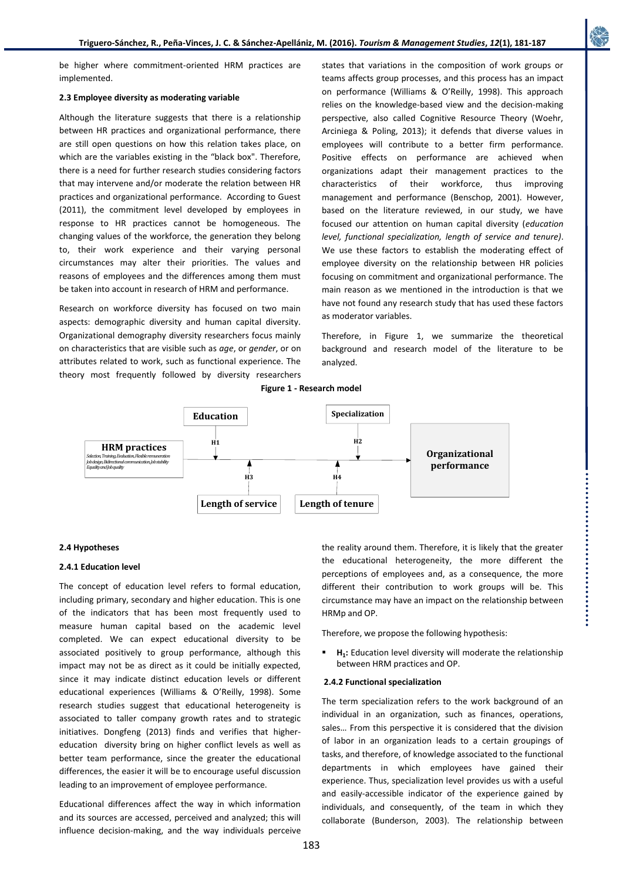be higher where commitment-oriented HRM practices are implemented.

### 2.3 Employee diversity as moderating variable

Although the literature suggests that there is a relationship between HR practices and organizational performance, there are still open questions on how this relation takes place, on which are the variables existing in the "black box". Therefore, there is a need for further research studies considering factors that may intervene and/or moderate the relation between HR practices and organizational performance. According to Guest (2011), the commitment level developed by employees in response to HR practices cannot be homogeneous. The changing values of the workforce, the generation they belong to, their work experience and their varying personal circumstances may alter their priorities. The values and reasons of employees and the differences among them must be taken into account in research of HRM and performance.

Research on workforce diversity has focused on two main aspects: demographic diversity and human capital diversity. Organizational demography diversity researchers focus mainly on characteristics that are visible such as *age*, or *gender*, or on attributes related to work, such as functional experience. The theory most frequently followed by diversity researchers states that variations in the composition of work groups or teams affects group processes, and this process has an impact on performance (Williams & O'Reilly, 1998). This approach relies on the knowledge-based view and the decision-making perspective, also called Cognitive Resource Theory (Woehr, Arciniega & Poling, 2013); it defends that diverse values in employees will contribute to a better firm performance. Positive effects on performance are achieved when organizations adapt their management practices to the characteristics of their workforce, thus improving management and performance (Benschop, 2001). However, based on the literature reviewed, in our study, we have focused our attention on human capital diversity (*education level, functional specialization, length of service and tenure)*. We use these factors to establish the moderating effect of employee diversity on the relationship between HR policies focusing on commitment and organizational performance. The main reason as we mentioned in the introduction is that we have not found any research study that has used these factors as moderator variables.

Therefore, in Figure 1, we summarize the theoretical background and research model of the literature to be analyzed.

**Figure 1 - Research model**

HRM practices (Selection, Training, Evaluation, Flexible remuneration, Job design, Bidirectional communication, Job stability, Equality and Job quality) → Organizational performance; moderators: Education (H1), Specialization (H2), Length of service (H3), Length of tenure (H4)

### 2.4 Hypotheses

#### 2.4.1 Education level

The concept of education level refers to formal education, including primary, secondary and higher education. This is one of the indicators that has been most frequently used to measure human capital based on the academic level completed. We can expect educational diversity to be associated positively to group performance, although this impact may not be as direct as it could be initially expected, since it may indicate distinct education levels or different educational experiences (Williams & O'Reilly, 1998). Some research studies suggest that educational heterogeneity is associated to taller company growth rates and to strategic initiatives. Dongfeng (2013) finds and verifies that higher-education diversity bring on higher conflict levels as well as better team performance, since the greater the educational differences, the easier it will be to encourage useful discussion leading to an improvement of employee performance.

Educational differences affect the way in which information and its sources are accessed, perceived and analyzed; this will influence decision-making, and the way individuals perceive the reality around them. Therefore, it is likely that the greater the educational heterogeneity, the more different the perceptions of employees and, as a consequence, the more different their contribution to work groups will be. This circumstance may have an impact on the relationship between HRMp and OP.

Therefore, we propose the following hypothesis:

- **H1:** Education level diversity will moderate the relationship between HRM practices and OP.

#### 2.4.2 Functional specialization

The term specialization refers to the work background of an individual in an organization, such as finances, operations, sales… From this perspective it is considered that the division of labor in an organization leads to a certain groupings of tasks, and therefore, of knowledge associated to the functional departments in which employees have gained their experience. Thus, specialization level provides us with a useful and easily-accessible indicator of the experience gained by individuals, and consequently, of the team in which they collaborate (Bunderson, 2003). The relationship between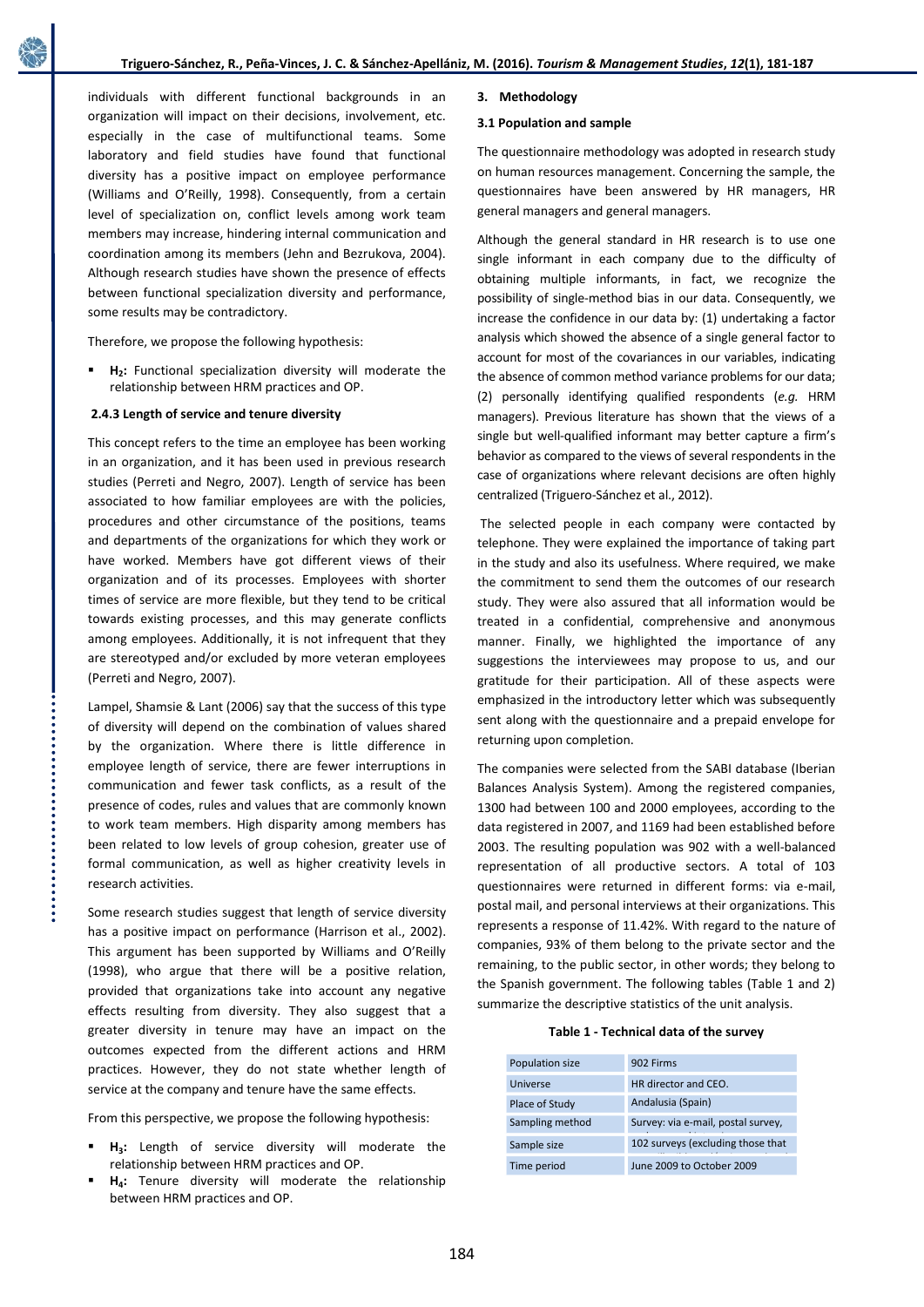individuals with different functional backgrounds in an organization will impact on their decisions, involvement, etc. especially in the case of multifunctional teams. Some laboratory and field studies have found that functional diversity has a positive impact on employee performance (Williams and O'Reilly, 1998). Consequently, from a certain level of specialization on, conflict levels among work team members may increase, hindering internal communication and coordination among its members (Jehn and Bezrukova, 2004). Although research studies have shown the presence of effects between functional specialization diversity and performance, some results may be contradictory.

Therefore, we propose the following hypothesis:

- **H₂:** Functional specialization diversity will moderate the relationship between HRM practices and OP.

### 2.4.3 Length of service and tenure diversity

This concept refers to the time an employee has been working in an organization, and it has been used in previous research studies (Perreti and Negro, 2007). Length of service has been associated to how familiar employees are with the policies, procedures and other circumstance of the positions, teams and departments of the organizations for which they work or have worked. Members have got different views of their organization and of its processes. Employees with shorter times of service are more flexible, but they tend to be critical towards existing processes, and this may generate conflicts among employees. Additionally, it is not infrequent that they are stereotyped and/or excluded by more veteran employees (Perreti and Negro, 2007).

Lampel, Shamsie & Lant (2006) say that the success of this type of diversity will depend on the combination of values shared by the organization. Where there is little difference in employee length of service, there are fewer interruptions in communication and fewer task conflicts, as a result of the presence of codes, rules and values that are commonly known to work team members. High disparity among members has been related to low levels of group cohesion, greater use of formal communication, as well as higher creativity levels in research activities.

Some research studies suggest that length of service diversity has a positive impact on performance (Harrison et al., 2002). This argument has been supported by Williams and O'Reilly (1998), who argue that there will be a positive relation, provided that organizations take into account any negative effects resulting from diversity. They also suggest that a greater diversity in tenure may have an impact on the outcomes expected from the different actions and HRM practices. However, they do not state whether length of service at the company and tenure have the same effects.

From this perspective, we propose the following hypothesis:

- **H₃:** Length of service diversity will moderate the relationship between HRM practices and OP.
- **H₄:** Tenure diversity will moderate the relationship between HRM practices and OP.

## 3. Methodology

### 3.1 Population and sample

The questionnaire methodology was adopted in research study on human resources management. Concerning the sample, the questionnaires have been answered by HR managers, HR general managers and general managers.

Although the general standard in HR research is to use one single informant in each company due to the difficulty of obtaining multiple informants, in fact, we recognize the possibility of single-method bias in our data. Consequently, we increase the confidence in our data by: (1) undertaking a factor analysis which showed the absence of a single general factor to account for most of the covariances in our variables, indicating the absence of common method variance problems for our data; (2) personally identifying qualified respondents (*e.g.* HRM managers). Previous literature has shown that the views of a single but well-qualified informant may better capture a firm's behavior as compared to the views of several respondents in the case of organizations where relevant decisions are often highly centralized (Triguero-Sánchez et al., 2012).

The selected people in each company were contacted by telephone. They were explained the importance of taking part in the study and also its usefulness. Where required, we make the commitment to send them the outcomes of our research study. They were also assured that all information would be treated in a confidential, comprehensive and anonymous manner. Finally, we highlighted the importance of any suggestions the interviewees may propose to us, and our gratitude for their participation. All of these aspects were emphasized in the introductory letter which was subsequently sent along with the questionnaire and a prepaid envelope for returning upon completion.

The companies were selected from the SABI database (Iberian Balances Analysis System). Among the registered companies, 1300 had between 100 and 2000 employees, according to the data registered in 2007, and 1169 had been established before 2003. The resulting population was 902 with a well-balanced representation of all productive sectors. A total of 103 questionnaires were returned in different forms: via e-mail, postal mail, and personal interviews at their organizations. This represents a response of 11.42%. With regard to the nature of companies, 93% of them belong to the private sector and the remaining, to the public sector, in other words; they belong to the Spanish government. The following tables (Table 1 and 2) summarize the descriptive statistics of the unit analysis.

**Table 1 - Technical data of the survey**

| | |
|---|---|
| Population size | 902 Firms |
| Universe | HR director and CEO. |
| Place of Study | Andalusia (Spain) |
| Sampling method | Survey: via e-mail, postal survey, |
| Sample size | 102 surveys (excluding those that |
| Time period | June 2009 to October 2009 |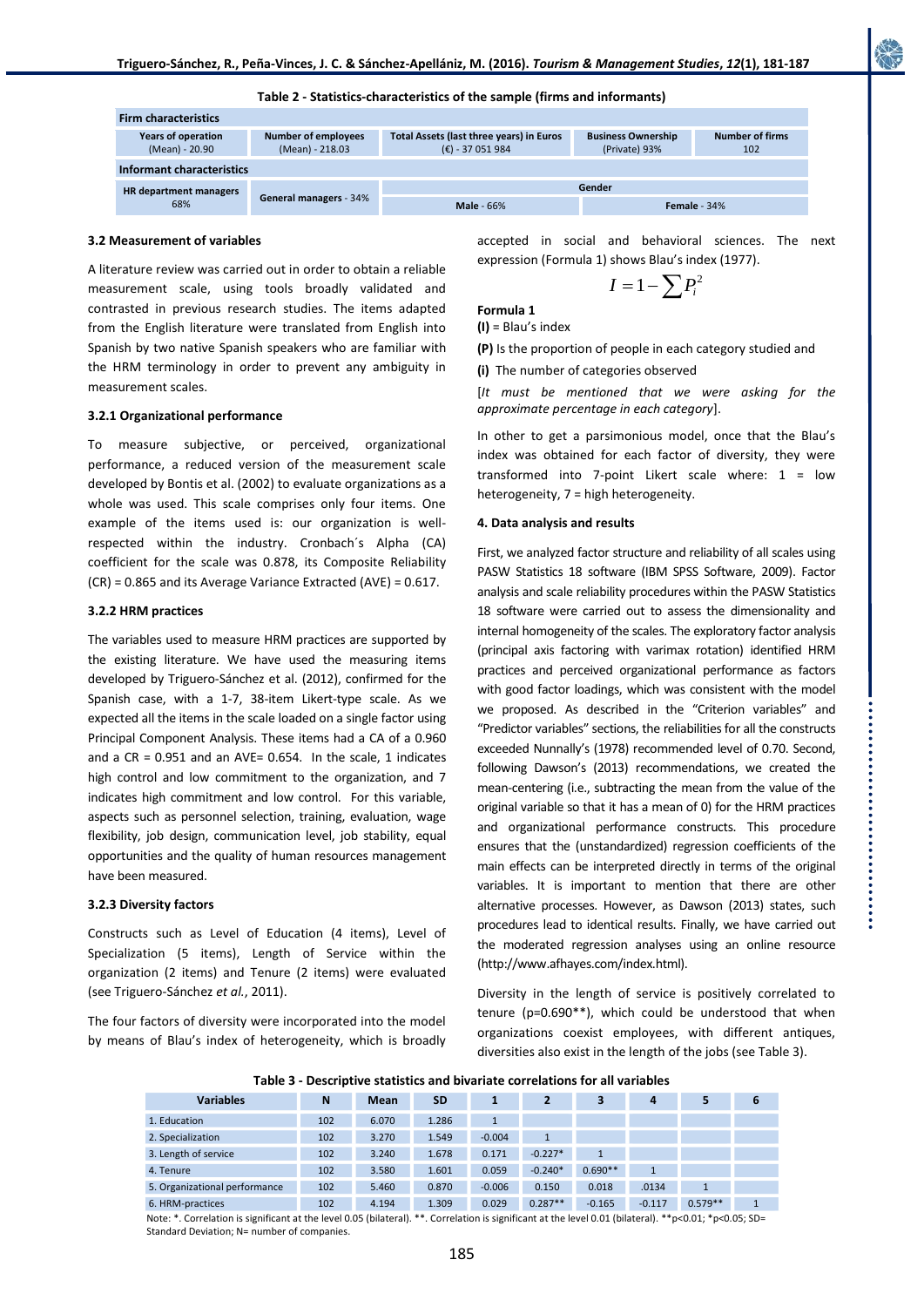**Table 2 - Statistics-characteristics of the sample (firms and informants)**

| **Firm characteristics** | | | | |
|---|---|---|---|---|
| **Years of operation** (Mean) - 20.90 | **Number of employees** (Mean) - 218.03 | **Total Assets (last three years) in Euros** (€) - 37 051 984 | **Business Ownership** (Private) 93% | **Number of firms** 102 |
| **Informant characteristics** | | | | |
| **HR department managers** 68% | **General managers** - 34% | **Gender** | | |
| | | **Male** - 66% | **Female** - 34% | |

### 3.2 Measurement of variables

A literature review was carried out in order to obtain a reliable measurement scale, using tools broadly validated and contrasted in previous research studies. The items adapted from the English literature were translated from English into Spanish by two native Spanish speakers who are familiar with the HRM terminology in order to prevent any ambiguity in measurement scales.

#### 3.2.1 Organizational performance

To measure subjective, or perceived, organizational performance, a reduced version of the measurement scale developed by Bontis et al. (2002) to evaluate organizations as a whole was used. This scale comprises only four items. One example of the items used is: our organization is well-respected within the industry. Cronbach´s Alpha (CA) coefficient for the scale was 0.878, its Composite Reliability (CR) = 0.865 and its Average Variance Extracted (AVE) = 0.617.

#### 3.2.2 HRM practices

The variables used to measure HRM practices are supported by the existing literature. We have used the measuring items developed by Triguero-Sánchez et al. (2012), confirmed for the Spanish case, with a 1-7, 38-item Likert-type scale. As we expected all the items in the scale loaded on a single factor using Principal Component Analysis. These items had a CA of a 0.960 and a CR = 0.951 and an AVE= 0.654. In the scale, 1 indicates high control and low commitment to the organization, and 7 indicates high commitment and low control. For this variable, aspects such as personnel selection, training, evaluation, wage flexibility, job design, communication level, job stability, equal opportunities and the quality of human resources management have been measured.

#### 3.2.3 Diversity factors

Constructs such as Level of Education (4 items), Level of Specialization (5 items), Length of Service within the organization (2 items) and Tenure (2 items) were evaluated (see Triguero-Sánchez *et al.*, 2011).

The four factors of diversity were incorporated into the model by means of Blau's index of heterogeneity, which is broadly accepted in social and behavioral sciences. The next expression (Formula 1) shows Blau's index (1977).

$$I = 1 - \sum P_i^2$$

**Formula 1**

**(I)** = Blau's index

**(P)** Is the proportion of people in each category studied and

**(i)** The number of categories observed

[*It must be mentioned that we were asking for the approximate percentage in each category*].

In other to get a parsimonious model, once that the Blau's index was obtained for each factor of diversity, they were transformed into 7-point Likert scale where: 1 = low heterogeneity, 7 = high heterogeneity.

### 4. Data analysis and results

First, we analyzed factor structure and reliability of all scales using PASW Statistics 18 software (IBM SPSS Software, 2009). Factor analysis and scale reliability procedures within the PASW Statistics 18 software were carried out to assess the dimensionality and internal homogeneity of the scales. The exploratory factor analysis (principal axis factoring with varimax rotation) identified HRM practices and perceived organizational performance as factors with good factor loadings, which was consistent with the model we proposed. As described in the "Criterion variables" and "Predictor variables" sections, the reliabilities for all the constructs exceeded Nunnally's (1978) recommended level of 0.70. Second, following Dawson's (2013) recommendations, we created the mean-centering (i.e., subtracting the mean from the value of the original variable so that it has a mean of 0) for the HRM practices and organizational performance constructs. This procedure ensures that the (unstandardized) regression coefficients of the main effects can be interpreted directly in terms of the original variables. It is important to mention that there are other alternative processes. However, as Dawson (2013) states, such procedures lead to identical results. Finally, we have carried out the moderated regression analyses using an online resource (http://www.afhayes.com/index.html).

Diversity in the length of service is positively correlated to tenure (p=0.690**), which could be understood that when organizations coexist employees, with different antiques, diversities also exist in the length of the jobs (see Table 3).

**Table 3 - Descriptive statistics and bivariate correlations for all variables**

| Variables | N | Mean | SD | 1 | 2 | 3 | 4 | 5 | 6 |
|---|---|---|---|---|---|---|---|---|---|
| 1. Education | 102 | 6.070 | 1.286 | 1 | | | | | |
| 2. Specialization | 102 | 3.270 | 1.549 | -0.004 | 1 | | | | |
| 3. Length of service | 102 | 3.240 | 1.678 | 0.171 | -0.227* | 1 | | | |
| 4. Tenure | 102 | 3.580 | 1.601 | 0.059 | -0.240* | 0.690** | 1 | | |
| 5. Organizational performance | 102 | 5.460 | 0.870 | -0.006 | 0.150 | 0.018 | .0134 | 1 | |
| 6. HRM-practices | 102 | 4.194 | 1.309 | 0.029 | 0.287** | -0.165 | -0.117 | 0.579** | 1 |

Note: *. Correlation is significant at the level 0.05 (bilateral). **. Correlation is significant at the level 0.01 (bilateral). **p<0.01; *p<0.05; SD= Standard Deviation; N= number of companies.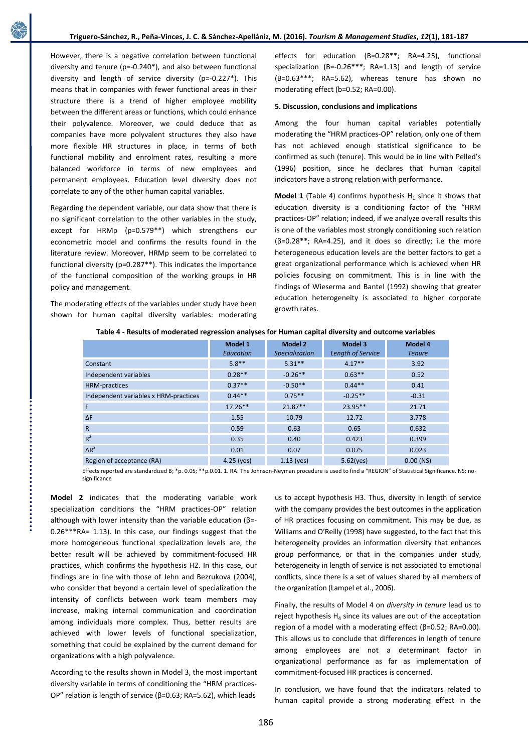However, there is a negative correlation between functional diversity and tenure (p=-0.240*), and also between functional diversity and length of service diversity (p=-0.227*). This means that in companies with fewer functional areas in their structure there is a trend of higher employee mobility between the different areas or functions, which could enhance their polyvalence. Moreover, we could deduce that as companies have more polyvalent structures they also have more flexible HR structures in place, in terms of both functional mobility and enrolment rates, resulting a more balanced workforce in terms of new employees and permanent employees. Education level diversity does not correlate to any of the other human capital variables.

Regarding the dependent variable, our data show that there is no significant correlation to the other variables in the study, except for HRMp (p=0.579**) which strengthens our econometric model and confirms the results found in the literature review. Moreover, HRMp seem to be correlated to functional diversity (p=0.287**). This indicates the importance of the functional composition of the working groups in HR policy and management.

The moderating effects of the variables under study have been shown for human capital diversity variables: moderating effects for education (Β=0.28**; RA=4.25), functional specialization (Β=-0.26***; RA=1.13) and length of service (Β=0.63***; RA=5.62), whereas tenure has shown no moderating effect (b=0.52; RA=0.00).

## 5. Discussion, conclusions and implications

Among the four human capital variables potentially moderating the "HRM practices-OP" relation, only one of them has not achieved enough statistical significance to be confirmed as such (tenure). This would be in line with Pelled's (1996) position, since he declares that human capital indicators have a strong relation with performance.

**Model 1** (Table 4) confirms hypothesis $H_1$ since it shows that education diversity is a conditioning factor of the "HRM practices-OP" relation; indeed, if we analyze overall results this is one of the variables most strongly conditioning such relation (β=0.28**; RA=4.25), and it does so directly; i.e the more heterogeneous education levels are the better factors to get a great organizational performance which is achieved when HR policies focusing on commitment. This is in line with the findings of Wieserma and Bantel (1992) showing that greater education heterogeneity is associated to higher corporate growth rates.

**Table 4 - Results of moderated regression analyses for Human capital diversity and outcome variables**

| | Model 1 *Education* | Model 2 *Specialization* | Model 3 *Length of Service* | Model 4 *Tenure* |
|---|---|---|---|---|
| Constant | 5.8** | 5.31** | 4.17** | 3.92 |
| Independent variables | 0.28** | -0.26** | 0.63** | 0.52 |
| HRM-practices | 0.37** | -0.50** | 0.44** | 0.41 |
| Independent variables x HRM-practices | 0.44** | 0.75** | -0.25** | -0.31 |
| F | 17.26** | 21.87** | 23.95** | 21.71 |
| ΔF | 1.55 | 10.79 | 12.72 | 3.778 |
| R | 0.59 | 0.63 | 0.65 | 0.632 |
| $R^2$ | 0.35 | 0.40 | 0.423 | 0.399 |
| $\Delta R^2$ | 0.01 | 0.07 | 0.075 | 0.023 |
| Region of acceptance (RA) | 4.25 (yes) | 1.13 (yes) | 5.62(yes) | 0.00 (NS) |

Effects reported are standardized B; *p. 0.05; **p.0.01. 1. RA: The Johnson-Neyman procedure is used to find a "REGION" of Statistical Significance. NS: no-significance

**Model 2** indicates that the moderating variable work specialization conditions the "HRM practices-OP" relation although with lower intensity than the variable education (β=-0.26***RA= 1.13). In this case, our findings suggest that the more homogeneous functional specialization levels are, the better result will be achieved by commitment-focused HR practices, which confirms the hypothesis H2. In this case, our findings are in line with those of Jehn and Bezrukova (2004), who consider that beyond a certain level of specialization the intensity of conflicts between work team members may increase, making internal communication and coordination among individuals more complex. Thus, better results are achieved with lower levels of functional specialization, something that could be explained by the current demand for organizations with a high polyvalence.

According to the results shown in Model 3, the most important diversity variable in terms of conditioning the "HRM practices-OP" relation is length of service (β=0.63; RA=5.62), which leads us to accept hypothesis H3. Thus, diversity in length of service with the company provides the best outcomes in the application of HR practices focusing on commitment. This may be due, as Williams and O'Reilly (1998) have suggested, to the fact that this heterogeneity provides an information diversity that enhances group performance, or that in the companies under study, heterogeneity in length of service is not associated to emotional conflicts, since there is a set of values shared by all members of the organization (Lampel et al., 2006).

Finally, the results of Model 4 on *diversity in tenure* lead us to reject hypothesis $H_4$ since its values are out of the acceptation region of a model with a moderating effect (β=0.52; RA=0.00). This allows us to conclude that differences in length of tenure among employees are not a determinant factor in organizational performance as far as implementation of commitment-focused HR practices is concerned.

In conclusion, we have found that the indicators related to human capital provide a strong moderating effect in the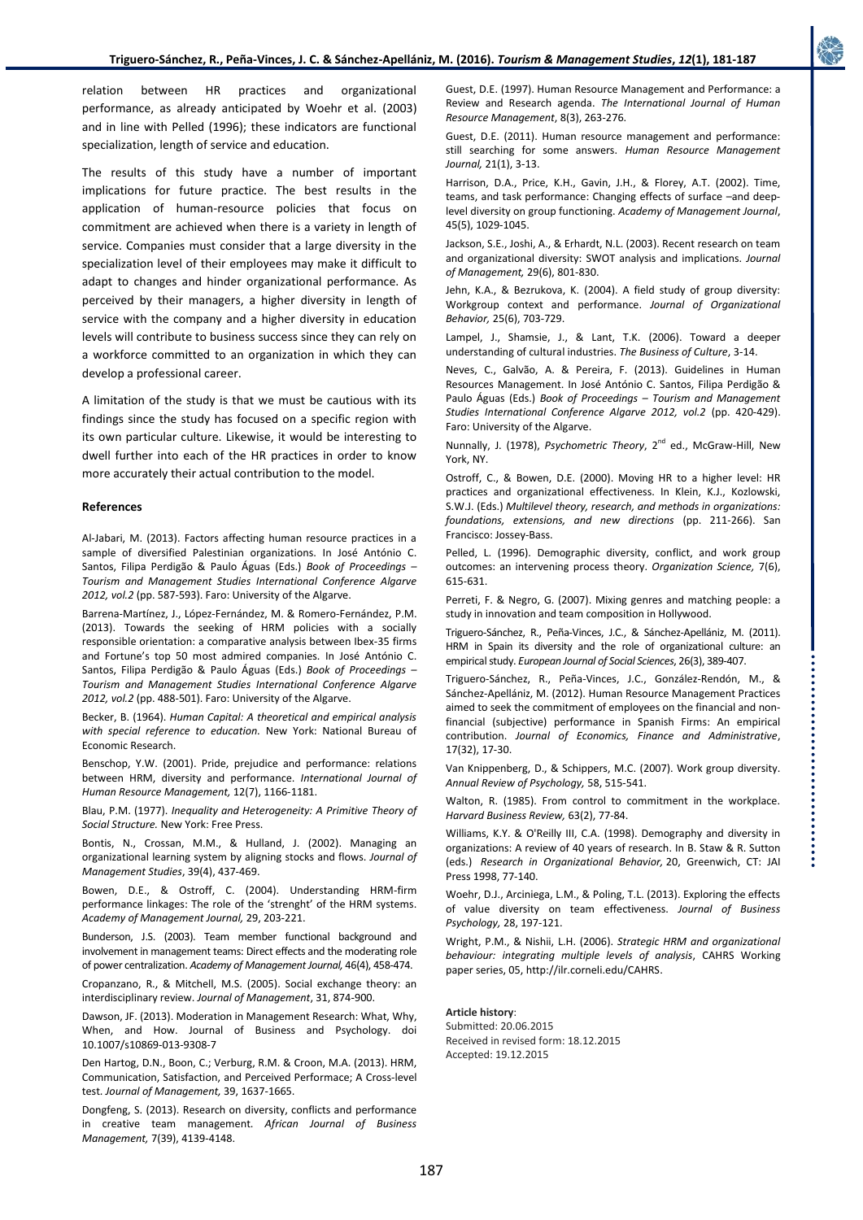relation between HR practices and organizational performance, as already anticipated by Woehr et al. (2003) and in line with Pelled (1996); these indicators are functional specialization, length of service and education.

The results of this study have a number of important implications for future practice. The best results in the application of human-resource policies that focus on commitment are achieved when there is a variety in length of service. Companies must consider that a large diversity in the specialization level of their employees may make it difficult to adapt to changes and hinder organizational performance. As perceived by their managers, a higher diversity in length of service with the company and a higher diversity in education levels will contribute to business success since they can rely on a workforce committed to an organization in which they can develop a professional career.

A limitation of the study is that we must be cautious with its findings since the study has focused on a specific region with its own particular culture. Likewise, it would be interesting to dwell further into each of the HR practices in order to know more accurately their actual contribution to the model.

### References

Al-Jabari, M. (2013). Factors affecting human resource practices in a sample of diversified Palestinian organizations. In José António C. Santos, Filipa Perdigão & Paulo Águas (Eds.) *Book of Proceedings – Tourism and Management Studies International Conference Algarve 2012, vol.2* (pp. 587-593). Faro: University of the Algarve.

Barrena-Martínez, J., López-Fernández, M. & Romero-Fernández, P.M. (2013). Towards the seeking of HRM policies with a socially responsible orientation: a comparative analysis between Ibex-35 firms and Fortune's top 50 most admired companies. In José António C. Santos, Filipa Perdigão & Paulo Águas (Eds.) *Book of Proceedings – Tourism and Management Studies International Conference Algarve 2012, vol.2* (pp. 488-501). Faro: University of the Algarve.

Becker, B. (1964). *Human Capital: A theoretical and empirical analysis with special reference to education.* New York: National Bureau of Economic Research.

Benschop, Y.W. (2001). Pride, prejudice and performance: relations between HRM, diversity and performance. *International Journal of Human Resource Management,* 12(7), 1166-1181.

Blau, P.M. (1977). *Inequality and Heterogeneity: A Primitive Theory of Social Structure.* New York: Free Press.

Bontis, N., Crossan, M.M., & Hulland, J. (2002). Managing an organizational learning system by aligning stocks and flows. *Journal of Management Studies*, 39(4), 437-469.

Bowen, D.E., & Ostroff, C. (2004). Understanding HRM-firm performance linkages: The role of the 'strenght' of the HRM systems. *Academy of Management Journal,* 29, 203-221.

Bunderson, J.S. (2003). Team member functional background and involvement in management teams: Direct effects and the moderating role of power centralization. *Academy of Management Journal,* 46(4), 458-474.

Cropanzano, R., & Mitchell, M.S. (2005). Social exchange theory: an interdisciplinary review. *Journal of Management*, 31, 874-900.

Dawson, JF. (2013). Moderation in Management Research: What, Why, When, and How. Journal of Business and Psychology. doi 10.1007/s10869-013-9308-7

Den Hartog, D.N., Boon, C.; Verburg, R.M. & Croon, M.A. (2013). HRM, Communication, Satisfaction, and Perceived Performace; A Cross-level test. *Journal of Management,* 39, 1637-1665.

Dongfeng, S. (2013). Research on diversity, conflicts and performance in creative team management. *African Journal of Business Management,* 7(39), 4139-4148.

Guest, D.E. (1997). Human Resource Management and Performance: a Review and Research agenda. *The International Journal of Human Resource Management*, 8(3), 263-276.

Guest, D.E. (2011). Human resource management and performance: still searching for some answers. *Human Resource Management Journal,* 21(1), 3-13.

Harrison, D.A., Price, K.H., Gavin, J.H., & Florey, A.T. (2002). Time, teams, and task performance: Changing effects of surface –and deep-level diversity on group functioning. *Academy of Management Journal*, 45(5), 1029-1045.

Jackson, S.E., Joshi, A., & Erhardt, N.L. (2003). Recent research on team and organizational diversity: SWOT analysis and implications. *Journal of Management,* 29(6), 801-830.

Jehn, K.A., & Bezrukova, K. (2004). A field study of group diversity: Workgroup context and performance. *Journal of Organizational Behavior,* 25(6), 703-729.

Lampel, J., Shamsie, J., & Lant, T.K. (2006). Toward a deeper understanding of cultural industries. *The Business of Culture*, 3-14.

Neves, C., Galvão, A. & Pereira, F. (2013). Guidelines in Human Resources Management. In José António C. Santos, Filipa Perdigão & Paulo Águas (Eds.) *Book of Proceedings – Tourism and Management Studies International Conference Algarve 2012, vol.2* (pp. 420-429). Faro: University of the Algarve.

Nunnally, J. (1978), *Psychometric Theory*, 2nd ed., McGraw-Hill, New York, NY.

Ostroff, C., & Bowen, D.E. (2000). Moving HR to a higher level: HR practices and organizational effectiveness. In Klein, K.J., Kozlowski, S.W.J. (Eds.) *Multilevel theory, research, and methods in organizations: foundations, extensions, and new directions* (pp. 211-266). San Francisco: Jossey-Bass.

Pelled, L. (1996). Demographic diversity, conflict, and work group outcomes: an intervening process theory. *Organization Science,* 7(6), 615-631.

Perreti, F. & Negro, G. (2007). Mixing genres and matching people: a study in innovation and team composition in Hollywood.

Triguero-Sánchez, R., Peña-Vinces, J.C., & Sánchez-Apellániz, M. (2011). HRM in Spain its diversity and the role of organizational culture: an empirical study. *European Journal of Social Sciences*, 26(3), 389-407.

Triguero-Sánchez, R., Peña-Vinces, J.C., González-Rendón, M., & Sánchez-Apellániz, M. (2012). Human Resource Management Practices aimed to seek the commitment of employees on the financial and non-financial (subjective) performance in Spanish Firms: An empirical contribution. *Journal of Economics, Finance and Administrative*, 17(32), 17-30.

Van Knippenberg, D., & Schippers, M.C. (2007). Work group diversity. *Annual Review of Psychology,* 58, 515-541.

Walton, R. (1985). From control to commitment in the workplace. *Harvard Business Review,* 63(2), 77-84.

Williams, K.Y. & O'Reilly III, C.A. (1998). Demography and diversity in organizations: A review of 40 years of research. In B. Staw & R. Sutton (eds.) *Research in Organizational Behavior,* 20, Greenwich, CT: JAI Press 1998, 77-140.

Woehr, D.J., Arciniega, L.M., & Poling, T.L. (2013). Exploring the effects of value diversity on team effectiveness. *Journal of Business Psychology,* 28, 197-121.

Wright, P.M., & Nishii, L.H. (2006). *Strategic HRM and organizational behaviour: integrating multiple levels of analysis*, CAHRS Working paper series, 05, http://ilr.corneli.edu/CAHRS.

**Article history**:
Submitted: 20.06.2015
Received in revised form: 18.12.2015
Accepted: 19.12.2015